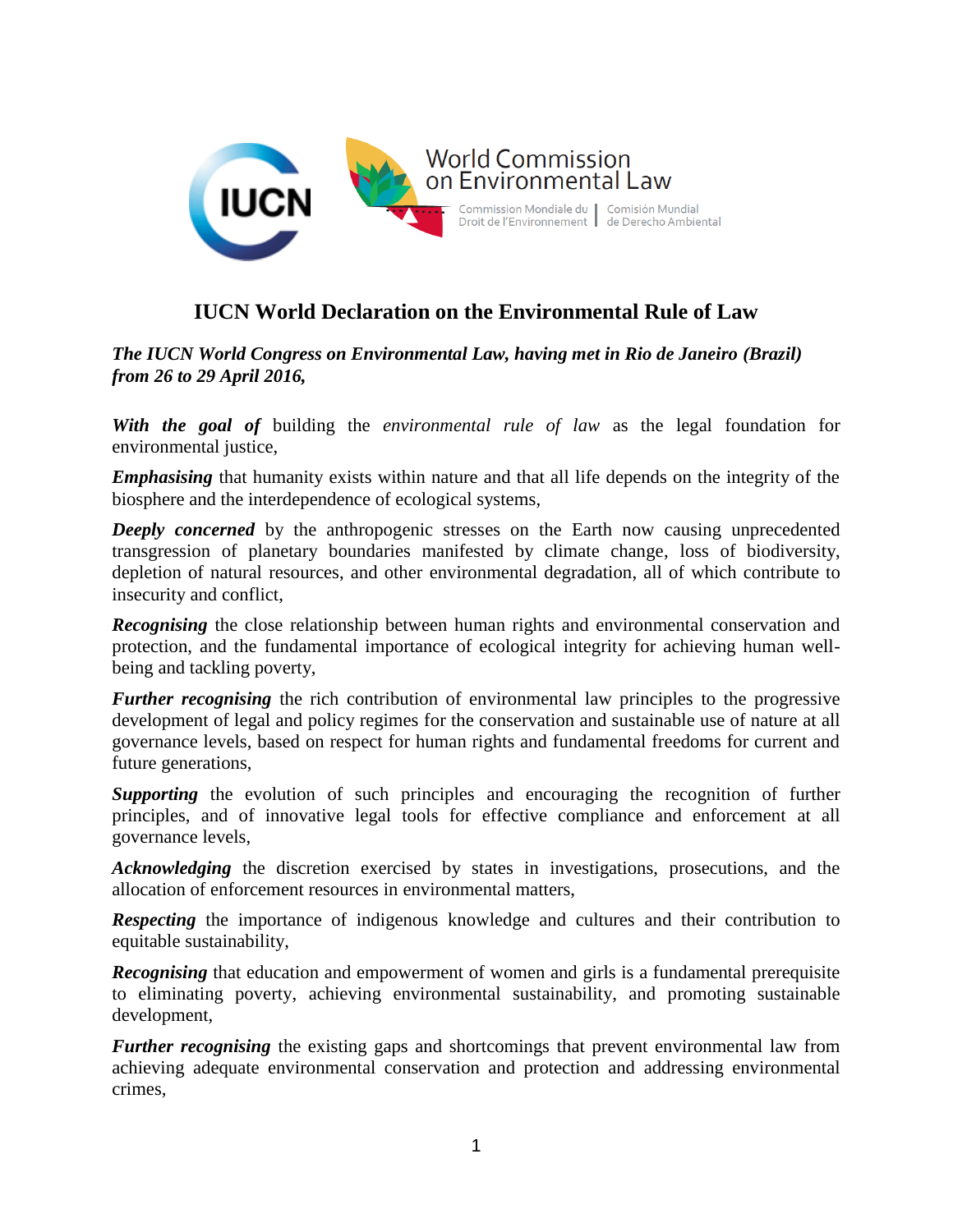IUCN

World Commission on Environmental Law

Commission Mondiale du Droit de l'Environnement | Comisión Mundial de Derecho Ambiental

# IUCN World Declaration on the Environmental Rule of Law

***The IUCN World Congress on Environmental Law, having met in Rio de Janeiro (Brazil) from 26 to 29 April 2016,***

***With the goal of*** building the *environmental rule of law* as the legal foundation for environmental justice,

***Emphasising*** that humanity exists within nature and that all life depends on the integrity of the biosphere and the interdependence of ecological systems,

***Deeply concerned*** by the anthropogenic stresses on the Earth now causing unprecedented transgression of planetary boundaries manifested by climate change, loss of biodiversity, depletion of natural resources, and other environmental degradation, all of which contribute to insecurity and conflict,

***Recognising*** the close relationship between human rights and environmental conservation and protection, and the fundamental importance of ecological integrity for achieving human well-being and tackling poverty,

***Further recognising*** the rich contribution of environmental law principles to the progressive development of legal and policy regimes for the conservation and sustainable use of nature at all governance levels, based on respect for human rights and fundamental freedoms for current and future generations,

***Supporting*** the evolution of such principles and encouraging the recognition of further principles, and of innovative legal tools for effective compliance and enforcement at all governance levels,

***Acknowledging*** the discretion exercised by states in investigations, prosecutions, and the allocation of enforcement resources in environmental matters,

***Respecting*** the importance of indigenous knowledge and cultures and their contribution to equitable sustainability,

***Recognising*** that education and empowerment of women and girls is a fundamental prerequisite to eliminating poverty, achieving environmental sustainability, and promoting sustainable development,

***Further recognising*** the existing gaps and shortcomings that prevent environmental law from achieving adequate environmental conservation and protection and addressing environmental crimes,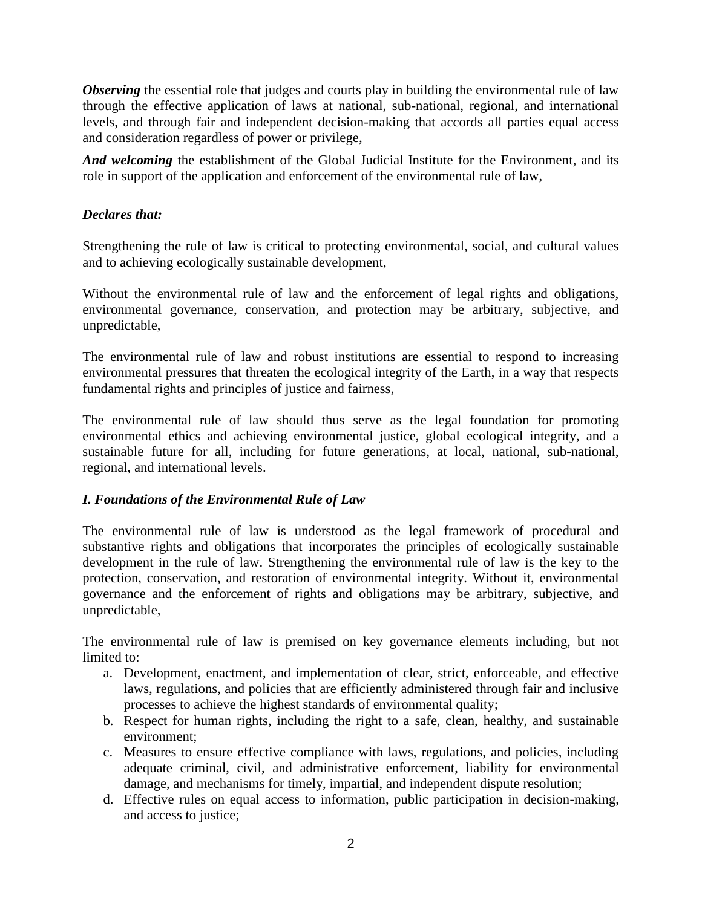***Observing*** the essential role that judges and courts play in building the environmental rule of law through the effective application of laws at national, sub-national, regional, and international levels, and through fair and independent decision-making that accords all parties equal access and consideration regardless of power or privilege,

***And welcoming*** the establishment of the Global Judicial Institute for the Environment, and its role in support of the application and enforcement of the environmental rule of law,

***Declares that:***

Strengthening the rule of law is critical to protecting environmental, social, and cultural values and to achieving ecologically sustainable development,

Without the environmental rule of law and the enforcement of legal rights and obligations, environmental governance, conservation, and protection may be arbitrary, subjective, and unpredictable,

The environmental rule of law and robust institutions are essential to respond to increasing environmental pressures that threaten the ecological integrity of the Earth, in a way that respects fundamental rights and principles of justice and fairness,

The environmental rule of law should thus serve as the legal foundation for promoting environmental ethics and achieving environmental justice, global ecological integrity, and a sustainable future for all, including for future generations, at local, national, sub-national, regional, and international levels.

### *I. Foundations of the Environmental Rule of Law*

The environmental rule of law is understood as the legal framework of procedural and substantive rights and obligations that incorporates the principles of ecologically sustainable development in the rule of law. Strengthening the environmental rule of law is the key to the protection, conservation, and restoration of environmental integrity. Without it, environmental governance and the enforcement of rights and obligations may be arbitrary, subjective, and unpredictable,

The environmental rule of law is premised on key governance elements including, but not limited to:

a. Development, enactment, and implementation of clear, strict, enforceable, and effective laws, regulations, and policies that are efficiently administered through fair and inclusive processes to achieve the highest standards of environmental quality;
b. Respect for human rights, including the right to a safe, clean, healthy, and sustainable environment;
c. Measures to ensure effective compliance with laws, regulations, and policies, including adequate criminal, civil, and administrative enforcement, liability for environmental damage, and mechanisms for timely, impartial, and independent dispute resolution;
d. Effective rules on equal access to information, public participation in decision-making, and access to justice;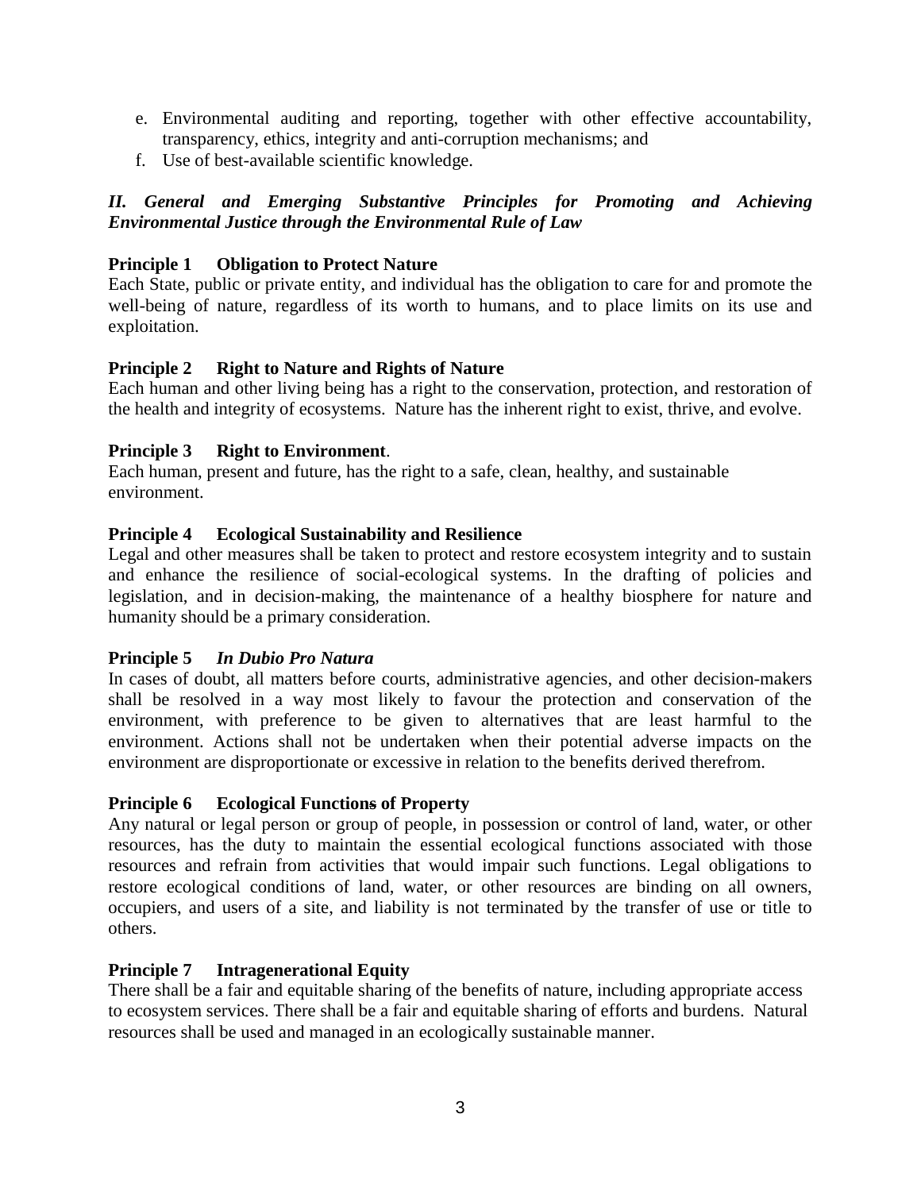e. Environmental auditing and reporting, together with other effective accountability, transparency, ethics, integrity and anti-corruption mechanisms; and
f. Use of best-available scientific knowledge.

## *II. General and Emerging Substantive Principles for Promoting and Achieving Environmental Justice through the Environmental Rule of Law*

### Principle 1 Obligation to Protect Nature

Each State, public or private entity, and individual has the obligation to care for and promote the well-being of nature, regardless of its worth to humans, and to place limits on its use and exploitation.

### Principle 2 Right to Nature and Rights of Nature

Each human and other living being has a right to the conservation, protection, and restoration of the health and integrity of ecosystems. Nature has the inherent right to exist, thrive, and evolve.

### Principle 3 Right to Environment.

Each human, present and future, has the right to a safe, clean, healthy, and sustainable environment.

### Principle 4 Ecological Sustainability and Resilience

Legal and other measures shall be taken to protect and restore ecosystem integrity and to sustain and enhance the resilience of social-ecological systems. In the drafting of policies and legislation, and in decision-making, the maintenance of a healthy biosphere for nature and humanity should be a primary consideration.

### Principle 5 *In Dubio Pro Natura*

In cases of doubt, all matters before courts, administrative agencies, and other decision-makers shall be resolved in a way most likely to favour the protection and conservation of the environment, with preference to be given to alternatives that are least harmful to the environment. Actions shall not be undertaken when their potential adverse impacts on the environment are disproportionate or excessive in relation to the benefits derived therefrom.

### Principle 6 Ecological Functions of Property

Any natural or legal person or group of people, in possession or control of land, water, or other resources, has the duty to maintain the essential ecological functions associated with those resources and refrain from activities that would impair such functions. Legal obligations to restore ecological conditions of land, water, or other resources are binding on all owners, occupiers, and users of a site, and liability is not terminated by the transfer of use or title to others.

### Principle 7 Intragenerational Equity

There shall be a fair and equitable sharing of the benefits of nature, including appropriate access to ecosystem services. There shall be a fair and equitable sharing of efforts and burdens. Natural resources shall be used and managed in an ecologically sustainable manner.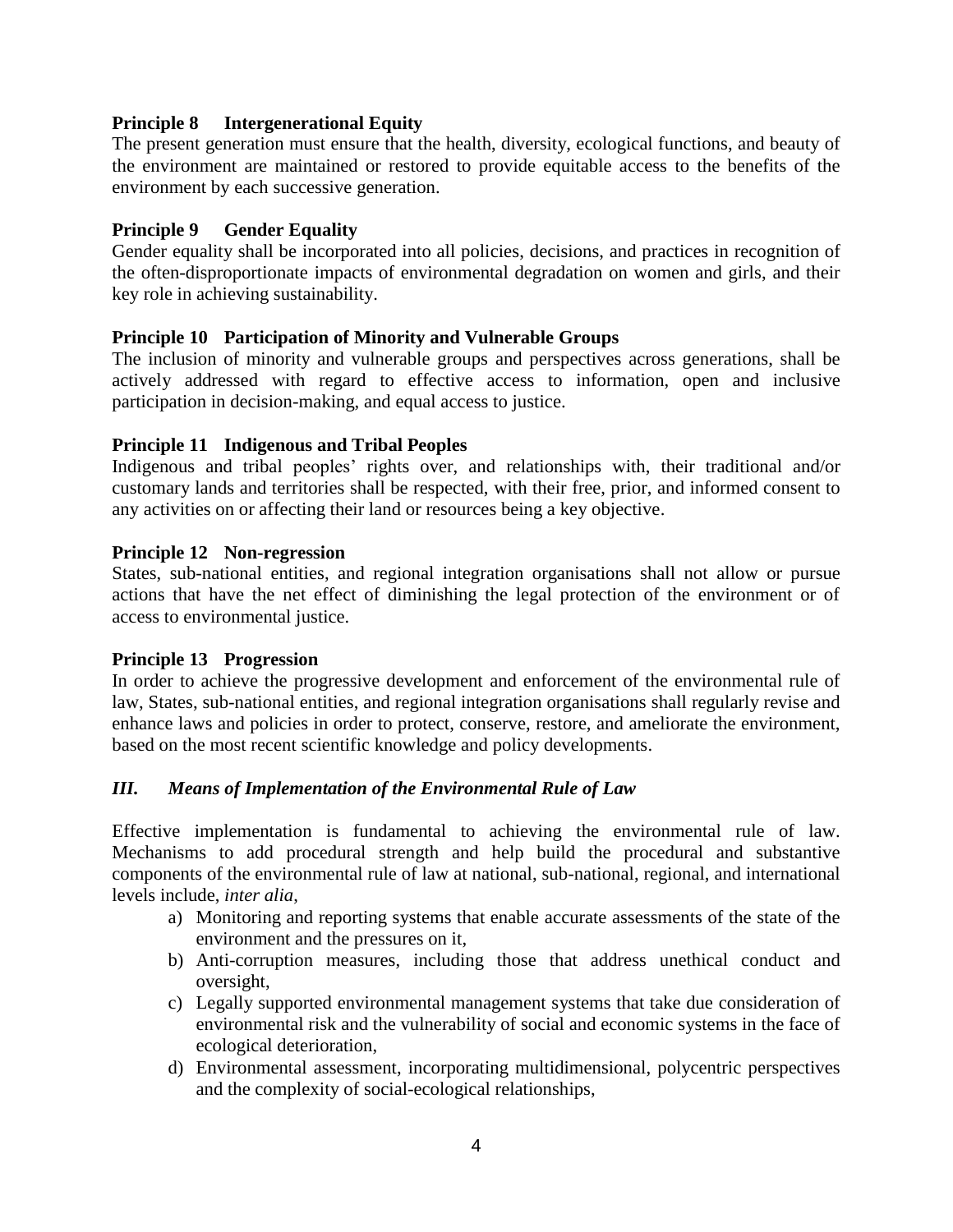**Principle 8 Intergenerational Equity**

The present generation must ensure that the health, diversity, ecological functions, and beauty of the environment are maintained or restored to provide equitable access to the benefits of the environment by each successive generation.

**Principle 9 Gender Equality**

Gender equality shall be incorporated into all policies, decisions, and practices in recognition of the often-disproportionate impacts of environmental degradation on women and girls, and their key role in achieving sustainability.

**Principle 10 Participation of Minority and Vulnerable Groups**

The inclusion of minority and vulnerable groups and perspectives across generations, shall be actively addressed with regard to effective access to information, open and inclusive participation in decision-making, and equal access to justice.

**Principle 11 Indigenous and Tribal Peoples**

Indigenous and tribal peoples' rights over, and relationships with, their traditional and/or customary lands and territories shall be respected, with their free, prior, and informed consent to any activities on or affecting their land or resources being a key objective.

**Principle 12 Non-regression**

States, sub-national entities, and regional integration organisations shall not allow or pursue actions that have the net effect of diminishing the legal protection of the environment or of access to environmental justice.

**Principle 13 Progression**

In order to achieve the progressive development and enforcement of the environmental rule of law, States, sub-national entities, and regional integration organisations shall regularly revise and enhance laws and policies in order to protect, conserve, restore, and ameliorate the environment, based on the most recent scientific knowledge and policy developments.

## *III. Means of Implementation of the Environmental Rule of Law*

Effective implementation is fundamental to achieving the environmental rule of law. Mechanisms to add procedural strength and help build the procedural and substantive components of the environmental rule of law at national, sub-national, regional, and international levels include, *inter alia*,

a) Monitoring and reporting systems that enable accurate assessments of the state of the environment and the pressures on it,
b) Anti-corruption measures, including those that address unethical conduct and oversight,
c) Legally supported environmental management systems that take due consideration of environmental risk and the vulnerability of social and economic systems in the face of ecological deterioration,
d) Environmental assessment, incorporating multidimensional, polycentric perspectives and the complexity of social-ecological relationships,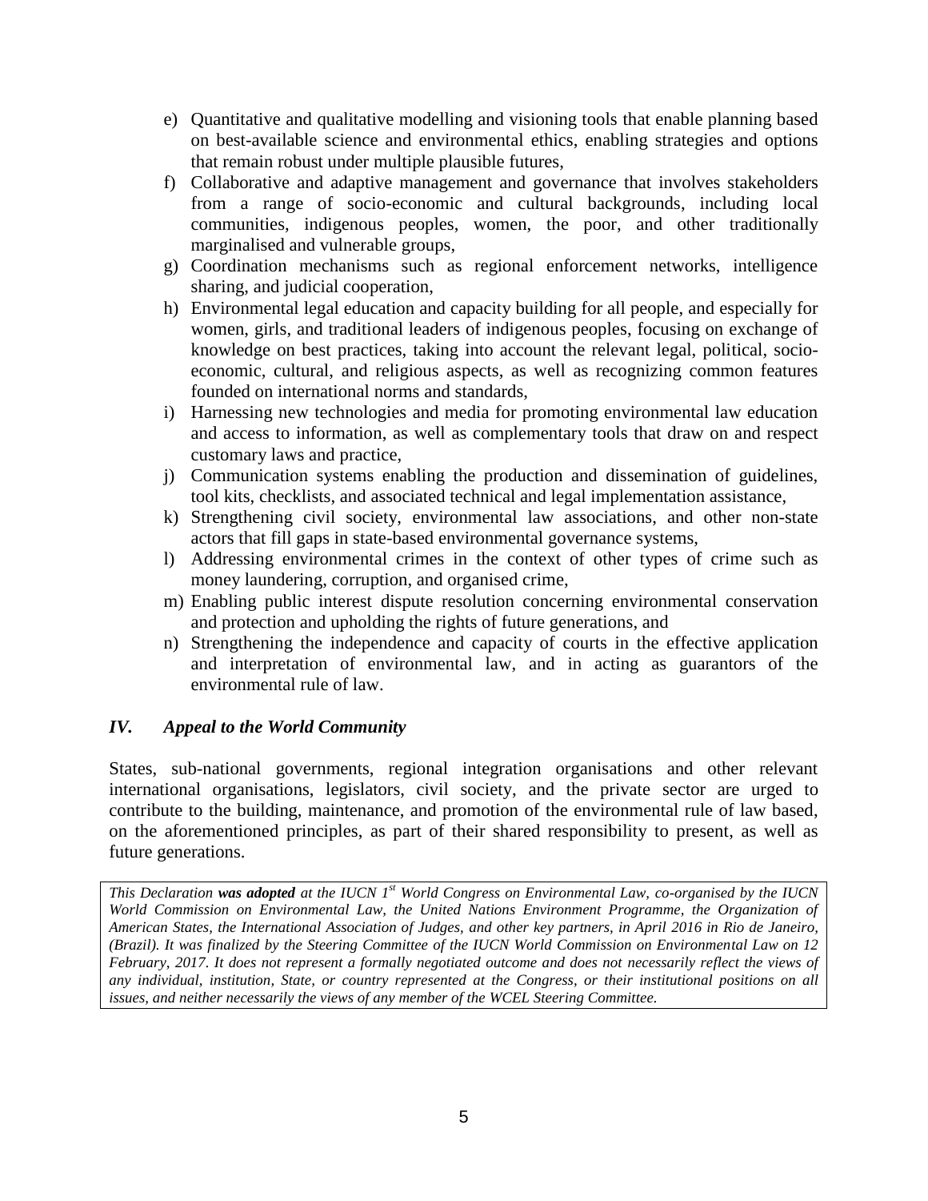e) Quantitative and qualitative modelling and visioning tools that enable planning based on best-available science and environmental ethics, enabling strategies and options that remain robust under multiple plausible futures,
f) Collaborative and adaptive management and governance that involves stakeholders from a range of socio-economic and cultural backgrounds, including local communities, indigenous peoples, women, the poor, and other traditionally marginalised and vulnerable groups,
g) Coordination mechanisms such as regional enforcement networks, intelligence sharing, and judicial cooperation,
h) Environmental legal education and capacity building for all people, and especially for women, girls, and traditional leaders of indigenous peoples, focusing on exchange of knowledge on best practices, taking into account the relevant legal, political, socio-economic, cultural, and religious aspects, as well as recognizing common features founded on international norms and standards,
i) Harnessing new technologies and media for promoting environmental law education and access to information, as well as complementary tools that draw on and respect customary laws and practice,
j) Communication systems enabling the production and dissemination of guidelines, tool kits, checklists, and associated technical and legal implementation assistance,
k) Strengthening civil society, environmental law associations, and other non-state actors that fill gaps in state-based environmental governance systems,
l) Addressing environmental crimes in the context of other types of crime such as money laundering, corruption, and organised crime,
m) Enabling public interest dispute resolution concerning environmental conservation and protection and upholding the rights of future generations, and
n) Strengthening the independence and capacity of courts in the effective application and interpretation of environmental law, and in acting as guarantors of the environmental rule of law.

## *IV. Appeal to the World Community*

States, sub-national governments, regional integration organisations and other relevant international organisations, legislators, civil society, and the private sector are urged to contribute to the building, maintenance, and promotion of the environmental rule of law based, on the aforementioned principles, as part of their shared responsibility to present, as well as future generations.

*This Declaration **was adopted** at the IUCN 1st World Congress on Environmental Law, co-organised by the IUCN World Commission on Environmental Law, the United Nations Environment Programme, the Organization of American States, the International Association of Judges, and other key partners, in April 2016 in Rio de Janeiro, (Brazil). It was finalized by the Steering Committee of the IUCN World Commission on Environmental Law on 12 February, 2017. It does not represent a formally negotiated outcome and does not necessarily reflect the views of any individual, institution, State, or country represented at the Congress, or their institutional positions on all issues, and neither necessarily the views of any member of the WCEL Steering Committee.*